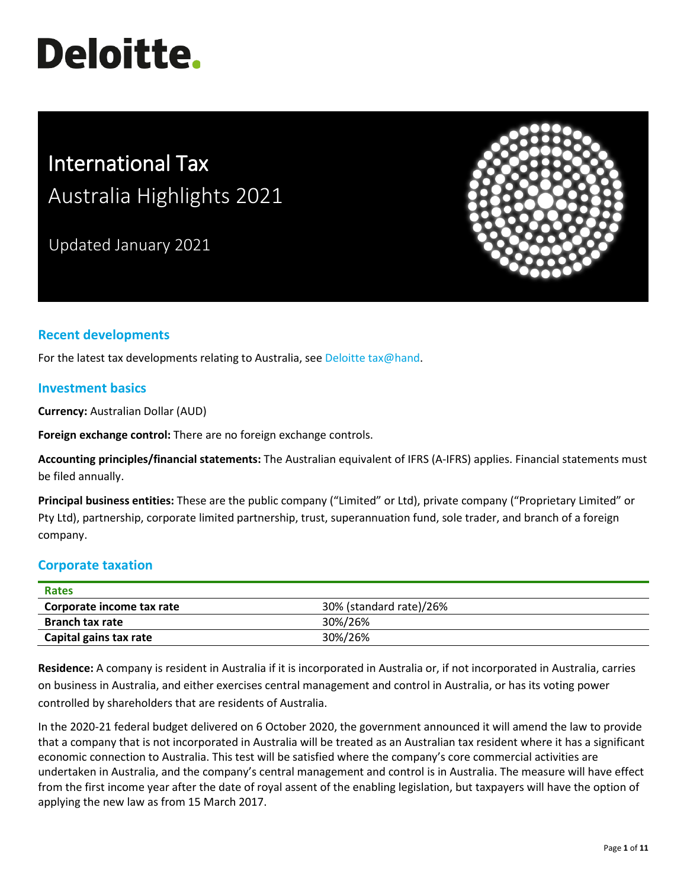# Deloitte.

# International Tax

## Australia Highlights 2021

Updated January 2021

## Recent developments

For the latest tax developments relating to Australia, see Deloitte tax@hand.

## Investment basics

**Currency:** Australian Dollar (AUD)

**Foreign exchange control:** There are no foreign exchange controls.

**Accounting principles/financial statements:** The Australian equivalent of IFRS (A-IFRS) applies. Financial statements must be filed annually.

**Principal business entities:** These are the public company ("Limited" or Ltd), private company ("Proprietary Limited" or Pty Ltd), partnership, corporate limited partnership, trust, superannuation fund, sole trader, and branch of a foreign company.

## Corporate taxation

| Rates | |
|---|---|
| **Corporate income tax rate** | 30% (standard rate)/26% |
| **Branch tax rate** | 30%/26% |
| **Capital gains tax rate** | 30%/26% |

**Residence:** A company is resident in Australia if it is incorporated in Australia or, if not incorporated in Australia, carries on business in Australia, and either exercises central management and control in Australia, or has its voting power controlled by shareholders that are residents of Australia.

In the 2020-21 federal budget delivered on 6 October 2020, the government announced it will amend the law to provide that a company that is not incorporated in Australia will be treated as an Australian tax resident where it has a significant economic connection to Australia. This test will be satisfied where the company's core commercial activities are undertaken in Australia, and the company's central management and control is in Australia. The measure will have effect from the first income year after the date of royal assent of the enabling legislation, but taxpayers will have the option of applying the new law as from 15 March 2017.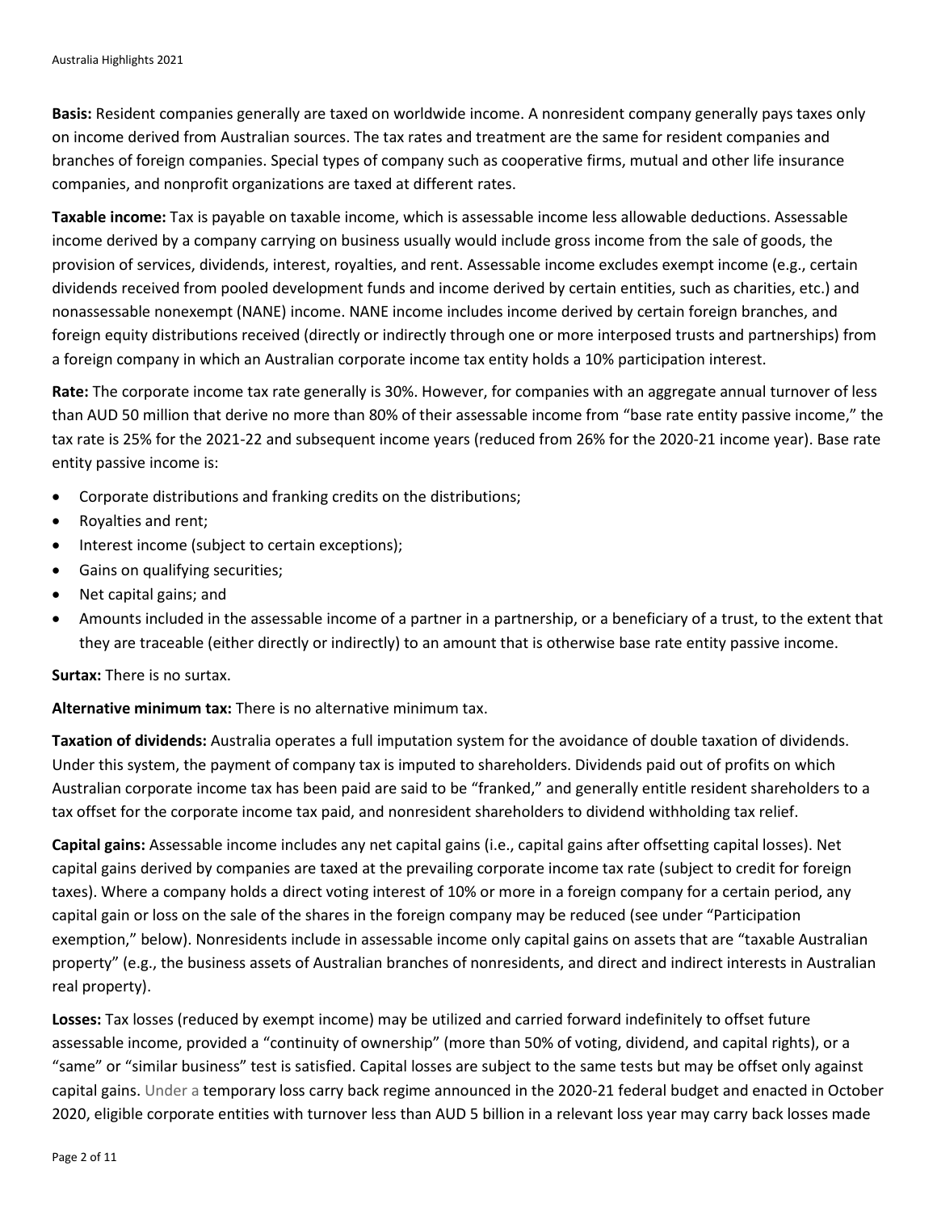**Basis:** Resident companies generally are taxed on worldwide income. A nonresident company generally pays taxes only on income derived from Australian sources. The tax rates and treatment are the same for resident companies and branches of foreign companies. Special types of company such as cooperative firms, mutual and other life insurance companies, and nonprofit organizations are taxed at different rates.

**Taxable income:** Tax is payable on taxable income, which is assessable income less allowable deductions. Assessable income derived by a company carrying on business usually would include gross income from the sale of goods, the provision of services, dividends, interest, royalties, and rent. Assessable income excludes exempt income (e.g., certain dividends received from pooled development funds and income derived by certain entities, such as charities, etc.) and nonassessable nonexempt (NANE) income. NANE income includes income derived by certain foreign branches, and foreign equity distributions received (directly or indirectly through one or more interposed trusts and partnerships) from a foreign company in which an Australian corporate income tax entity holds a 10% participation interest.

**Rate:** The corporate income tax rate generally is 30%. However, for companies with an aggregate annual turnover of less than AUD 50 million that derive no more than 80% of their assessable income from "base rate entity passive income," the tax rate is 25% for the 2021-22 and subsequent income years (reduced from 26% for the 2020-21 income year). Base rate entity passive income is:

- Corporate distributions and franking credits on the distributions;
- Royalties and rent;
- Interest income (subject to certain exceptions);
- Gains on qualifying securities;
- Net capital gains; and
- Amounts included in the assessable income of a partner in a partnership, or a beneficiary of a trust, to the extent that they are traceable (either directly or indirectly) to an amount that is otherwise base rate entity passive income.

**Surtax:** There is no surtax.

**Alternative minimum tax:** There is no alternative minimum tax.

**Taxation of dividends:** Australia operates a full imputation system for the avoidance of double taxation of dividends. Under this system, the payment of company tax is imputed to shareholders. Dividends paid out of profits on which Australian corporate income tax has been paid are said to be "franked," and generally entitle resident shareholders to a tax offset for the corporate income tax paid, and nonresident shareholders to dividend withholding tax relief.

**Capital gains:** Assessable income includes any net capital gains (i.e., capital gains after offsetting capital losses). Net capital gains derived by companies are taxed at the prevailing corporate income tax rate (subject to credit for foreign taxes). Where a company holds a direct voting interest of 10% or more in a foreign company for a certain period, any capital gain or loss on the sale of the shares in the foreign company may be reduced (see under "Participation exemption," below). Nonresidents include in assessable income only capital gains on assets that are "taxable Australian property" (e.g., the business assets of Australian branches of nonresidents, and direct and indirect interests in Australian real property).

**Losses:** Tax losses (reduced by exempt income) may be utilized and carried forward indefinitely to offset future assessable income, provided a "continuity of ownership" (more than 50% of voting, dividend, and capital rights), or a "same" or "similar business" test is satisfied. Capital losses are subject to the same tests but may be offset only against capital gains. Under a temporary loss carry back regime announced in the 2020-21 federal budget and enacted in October 2020, eligible corporate entities with turnover less than AUD 5 billion in a relevant loss year may carry back losses made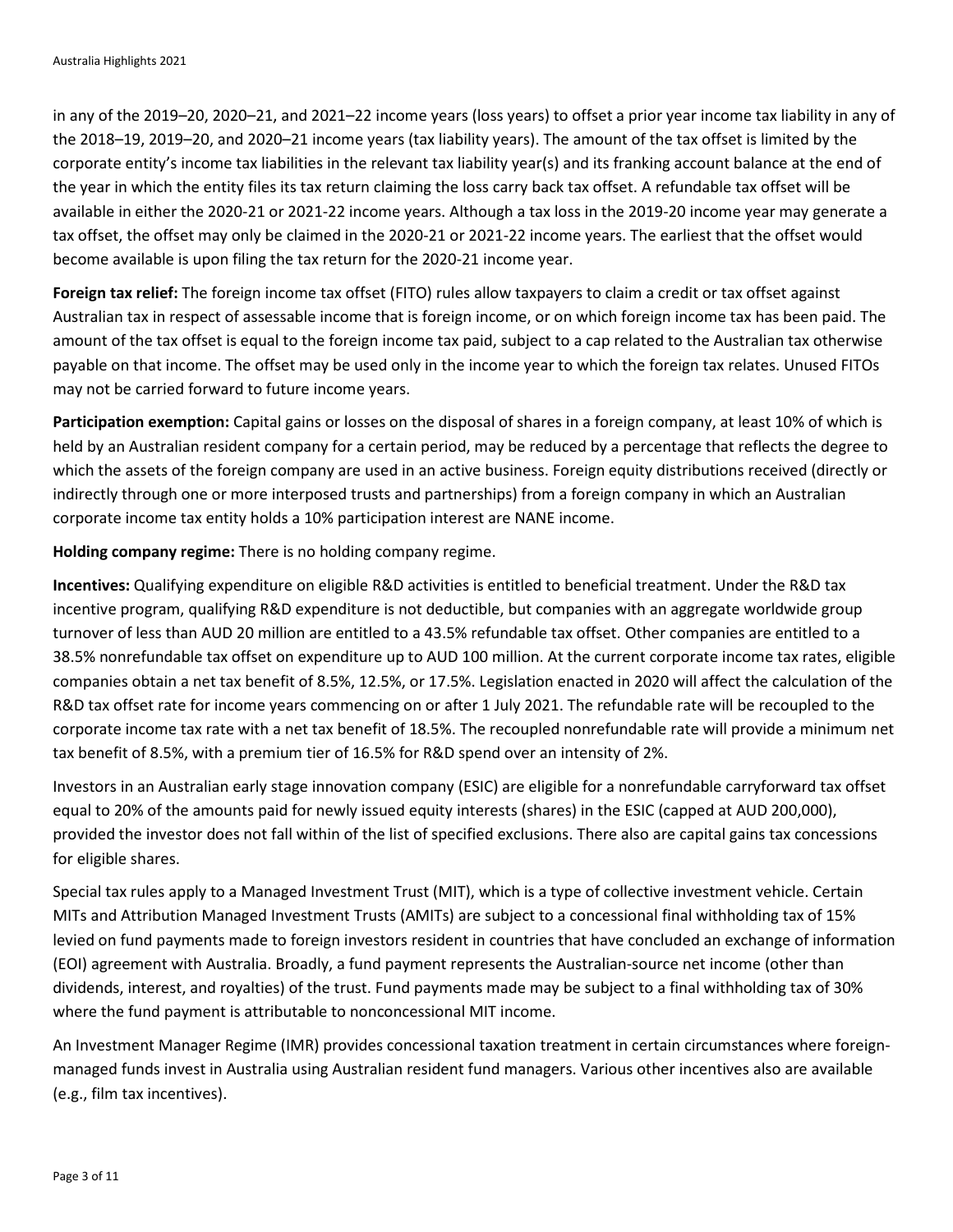in any of the 2019–20, 2020–21, and 2021–22 income years (loss years) to offset a prior year income tax liability in any of the 2018–19, 2019–20, and 2020–21 income years (tax liability years). The amount of the tax offset is limited by the corporate entity's income tax liabilities in the relevant tax liability year(s) and its franking account balance at the end of the year in which the entity files its tax return claiming the loss carry back tax offset. A refundable tax offset will be available in either the 2020-21 or 2021-22 income years. Although a tax loss in the 2019-20 income year may generate a tax offset, the offset may only be claimed in the 2020-21 or 2021-22 income years. The earliest that the offset would become available is upon filing the tax return for the 2020-21 income year.

**Foreign tax relief:** The foreign income tax offset (FITO) rules allow taxpayers to claim a credit or tax offset against Australian tax in respect of assessable income that is foreign income, or on which foreign income tax has been paid. The amount of the tax offset is equal to the foreign income tax paid, subject to a cap related to the Australian tax otherwise payable on that income. The offset may be used only in the income year to which the foreign tax relates. Unused FITOs may not be carried forward to future income years.

**Participation exemption:** Capital gains or losses on the disposal of shares in a foreign company, at least 10% of which is held by an Australian resident company for a certain period, may be reduced by a percentage that reflects the degree to which the assets of the foreign company are used in an active business. Foreign equity distributions received (directly or indirectly through one or more interposed trusts and partnerships) from a foreign company in which an Australian corporate income tax entity holds a 10% participation interest are NANE income.

**Holding company regime:** There is no holding company regime.

**Incentives:** Qualifying expenditure on eligible R&D activities is entitled to beneficial treatment. Under the R&D tax incentive program, qualifying R&D expenditure is not deductible, but companies with an aggregate worldwide group turnover of less than AUD 20 million are entitled to a 43.5% refundable tax offset. Other companies are entitled to a 38.5% nonrefundable tax offset on expenditure up to AUD 100 million. At the current corporate income tax rates, eligible companies obtain a net tax benefit of 8.5%, 12.5%, or 17.5%. Legislation enacted in 2020 will affect the calculation of the R&D tax offset rate for income years commencing on or after 1 July 2021. The refundable rate will be recoupled to the corporate income tax rate with a net tax benefit of 18.5%. The recoupled nonrefundable rate will provide a minimum net tax benefit of 8.5%, with a premium tier of 16.5% for R&D spend over an intensity of 2%.

Investors in an Australian early stage innovation company (ESIC) are eligible for a nonrefundable carryforward tax offset equal to 20% of the amounts paid for newly issued equity interests (shares) in the ESIC (capped at AUD 200,000), provided the investor does not fall within of the list of specified exclusions. There also are capital gains tax concessions for eligible shares.

Special tax rules apply to a Managed Investment Trust (MIT), which is a type of collective investment vehicle. Certain MITs and Attribution Managed Investment Trusts (AMITs) are subject to a concessional final withholding tax of 15% levied on fund payments made to foreign investors resident in countries that have concluded an exchange of information (EOI) agreement with Australia. Broadly, a fund payment represents the Australian-source net income (other than dividends, interest, and royalties) of the trust. Fund payments made may be subject to a final withholding tax of 30% where the fund payment is attributable to nonconcessional MIT income.

An Investment Manager Regime (IMR) provides concessional taxation treatment in certain circumstances where foreign-managed funds invest in Australia using Australian resident fund managers. Various other incentives also are available (e.g., film tax incentives).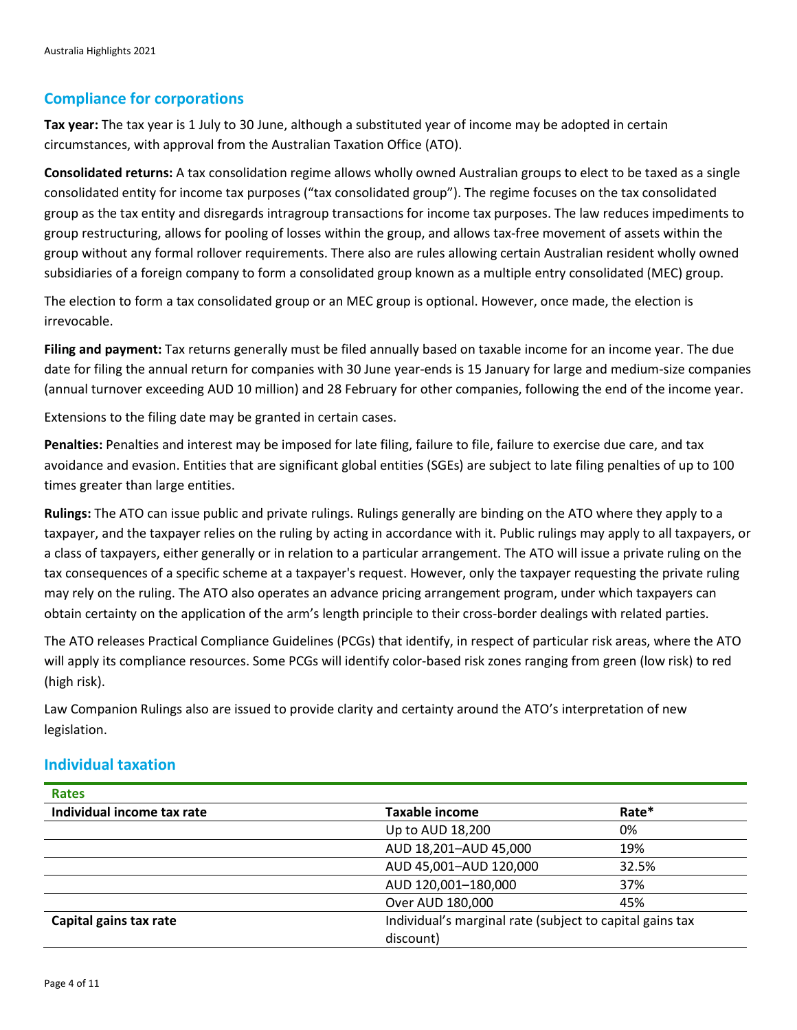## Compliance for corporations

**Tax year:** The tax year is 1 July to 30 June, although a substituted year of income may be adopted in certain circumstances, with approval from the Australian Taxation Office (ATO).

**Consolidated returns:** A tax consolidation regime allows wholly owned Australian groups to elect to be taxed as a single consolidated entity for income tax purposes ("tax consolidated group"). The regime focuses on the tax consolidated group as the tax entity and disregards intragroup transactions for income tax purposes. The law reduces impediments to group restructuring, allows for pooling of losses within the group, and allows tax-free movement of assets within the group without any formal rollover requirements. There also are rules allowing certain Australian resident wholly owned subsidiaries of a foreign company to form a consolidated group known as a multiple entry consolidated (MEC) group.

The election to form a tax consolidated group or an MEC group is optional. However, once made, the election is irrevocable.

**Filing and payment:** Tax returns generally must be filed annually based on taxable income for an income year. The due date for filing the annual return for companies with 30 June year-ends is 15 January for large and medium-size companies (annual turnover exceeding AUD 10 million) and 28 February for other companies, following the end of the income year.

Extensions to the filing date may be granted in certain cases.

**Penalties:** Penalties and interest may be imposed for late filing, failure to file, failure to exercise due care, and tax avoidance and evasion. Entities that are significant global entities (SGEs) are subject to late filing penalties of up to 100 times greater than large entities.

**Rulings:** The ATO can issue public and private rulings. Rulings generally are binding on the ATO where they apply to a taxpayer, and the taxpayer relies on the ruling by acting in accordance with it. Public rulings may apply to all taxpayers, or a class of taxpayers, either generally or in relation to a particular arrangement. The ATO will issue a private ruling on the tax consequences of a specific scheme at a taxpayer's request. However, only the taxpayer requesting the private ruling may rely on the ruling. The ATO also operates an advance pricing arrangement program, under which taxpayers can obtain certainty on the application of the arm's length principle to their cross-border dealings with related parties.

The ATO releases Practical Compliance Guidelines (PCGs) that identify, in respect of particular risk areas, where the ATO will apply its compliance resources. Some PCGs will identify color-based risk zones ranging from green (low risk) to red (high risk).

Law Companion Rulings also are issued to provide clarity and certainty around the ATO's interpretation of new legislation.

## Individual taxation

| Rates | | |
|---|---|---|
| **Individual income tax rate** | **Taxable income** | **Rate*** |
| | Up to AUD 18,200 | 0% |
| | AUD 18,201–AUD 45,000 | 19% |
| | AUD 45,001–AUD 120,000 | 32.5% |
| | AUD 120,001–180,000 | 37% |
| | Over AUD 180,000 | 45% |
| **Capital gains tax rate** | Individual's marginal rate (subject to capital gains tax discount) | |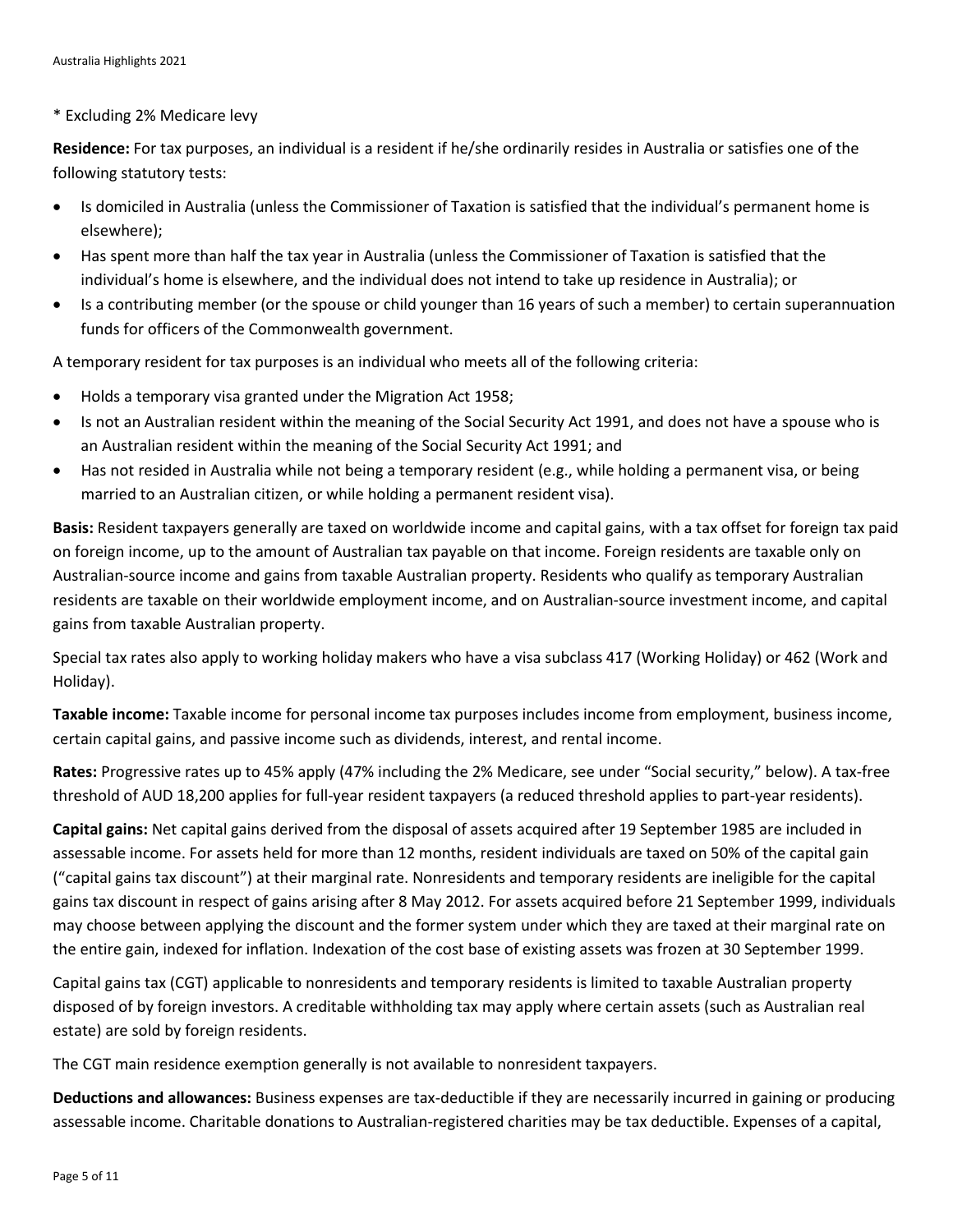* Excluding 2% Medicare levy

**Residence:** For tax purposes, an individual is a resident if he/she ordinarily resides in Australia or satisfies one of the following statutory tests:

- Is domiciled in Australia (unless the Commissioner of Taxation is satisfied that the individual's permanent home is elsewhere);
- Has spent more than half the tax year in Australia (unless the Commissioner of Taxation is satisfied that the individual's home is elsewhere, and the individual does not intend to take up residence in Australia); or
- Is a contributing member (or the spouse or child younger than 16 years of such a member) to certain superannuation funds for officers of the Commonwealth government.

A temporary resident for tax purposes is an individual who meets all of the following criteria:

- Holds a temporary visa granted under the Migration Act 1958;
- Is not an Australian resident within the meaning of the Social Security Act 1991, and does not have a spouse who is an Australian resident within the meaning of the Social Security Act 1991; and
- Has not resided in Australia while not being a temporary resident (e.g., while holding a permanent visa, or being married to an Australian citizen, or while holding a permanent resident visa).

**Basis:** Resident taxpayers generally are taxed on worldwide income and capital gains, with a tax offset for foreign tax paid on foreign income, up to the amount of Australian tax payable on that income. Foreign residents are taxable only on Australian-source income and gains from taxable Australian property. Residents who qualify as temporary Australian residents are taxable on their worldwide employment income, and on Australian-source investment income, and capital gains from taxable Australian property.

Special tax rates also apply to working holiday makers who have a visa subclass 417 (Working Holiday) or 462 (Work and Holiday).

**Taxable income:** Taxable income for personal income tax purposes includes income from employment, business income, certain capital gains, and passive income such as dividends, interest, and rental income.

**Rates:** Progressive rates up to 45% apply (47% including the 2% Medicare, see under "Social security," below). A tax-free threshold of AUD 18,200 applies for full-year resident taxpayers (a reduced threshold applies to part-year residents).

**Capital gains:** Net capital gains derived from the disposal of assets acquired after 19 September 1985 are included in assessable income. For assets held for more than 12 months, resident individuals are taxed on 50% of the capital gain ("capital gains tax discount") at their marginal rate. Nonresidents and temporary residents are ineligible for the capital gains tax discount in respect of gains arising after 8 May 2012. For assets acquired before 21 September 1999, individuals may choose between applying the discount and the former system under which they are taxed at their marginal rate on the entire gain, indexed for inflation. Indexation of the cost base of existing assets was frozen at 30 September 1999.

Capital gains tax (CGT) applicable to nonresidents and temporary residents is limited to taxable Australian property disposed of by foreign investors. A creditable withholding tax may apply where certain assets (such as Australian real estate) are sold by foreign residents.

The CGT main residence exemption generally is not available to nonresident taxpayers.

**Deductions and allowances:** Business expenses are tax-deductible if they are necessarily incurred in gaining or producing assessable income. Charitable donations to Australian-registered charities may be tax deductible. Expenses of a capital,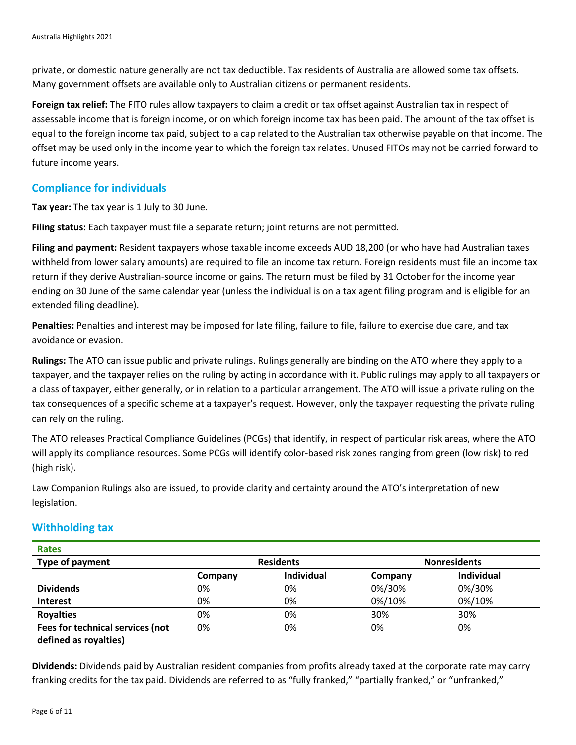private, or domestic nature generally are not tax deductible. Tax residents of Australia are allowed some tax offsets. Many government offsets are available only to Australian citizens or permanent residents.

**Foreign tax relief:** The FITO rules allow taxpayers to claim a credit or tax offset against Australian tax in respect of assessable income that is foreign income, or on which foreign income tax has been paid. The amount of the tax offset is equal to the foreign income tax paid, subject to a cap related to the Australian tax otherwise payable on that income. The offset may be used only in the income year to which the foreign tax relates. Unused FITOs may not be carried forward to future income years.

## Compliance for individuals

**Tax year:** The tax year is 1 July to 30 June.

**Filing status:** Each taxpayer must file a separate return; joint returns are not permitted.

**Filing and payment:** Resident taxpayers whose taxable income exceeds AUD 18,200 (or who have had Australian taxes withheld from lower salary amounts) are required to file an income tax return. Foreign residents must file an income tax return if they derive Australian-source income or gains. The return must be filed by 31 October for the income year ending on 30 June of the same calendar year (unless the individual is on a tax agent filing program and is eligible for an extended filing deadline).

**Penalties:** Penalties and interest may be imposed for late filing, failure to file, failure to exercise due care, and tax avoidance or evasion.

**Rulings:** The ATO can issue public and private rulings. Rulings generally are binding on the ATO where they apply to a taxpayer, and the taxpayer relies on the ruling by acting in accordance with it. Public rulings may apply to all taxpayers or a class of taxpayer, either generally, or in relation to a particular arrangement. The ATO will issue a private ruling on the tax consequences of a specific scheme at a taxpayer's request. However, only the taxpayer requesting the private ruling can rely on the ruling.

The ATO releases Practical Compliance Guidelines (PCGs) that identify, in respect of particular risk areas, where the ATO will apply its compliance resources. Some PCGs will identify color-based risk zones ranging from green (low risk) to red (high risk).

Law Companion Rulings also are issued, to provide clarity and certainty around the ATO's interpretation of new legislation.

## Withholding tax

**Rates**

| Type of payment | Residents | | Nonresidents | |
|---|---|---|---|---|
| | Company | Individual | Company | Individual |
| **Dividends** | 0% | 0% | 0%/30% | 0%/30% |
| **Interest** | 0% | 0% | 0%/10% | 0%/10% |
| **Royalties** | 0% | 0% | 30% | 30% |
| **Fees for technical services (not defined as royalties)** | 0% | 0% | 0% | 0% |

**Dividends:** Dividends paid by Australian resident companies from profits already taxed at the corporate rate may carry franking credits for the tax paid. Dividends are referred to as "fully franked," "partially franked," or "unfranked,"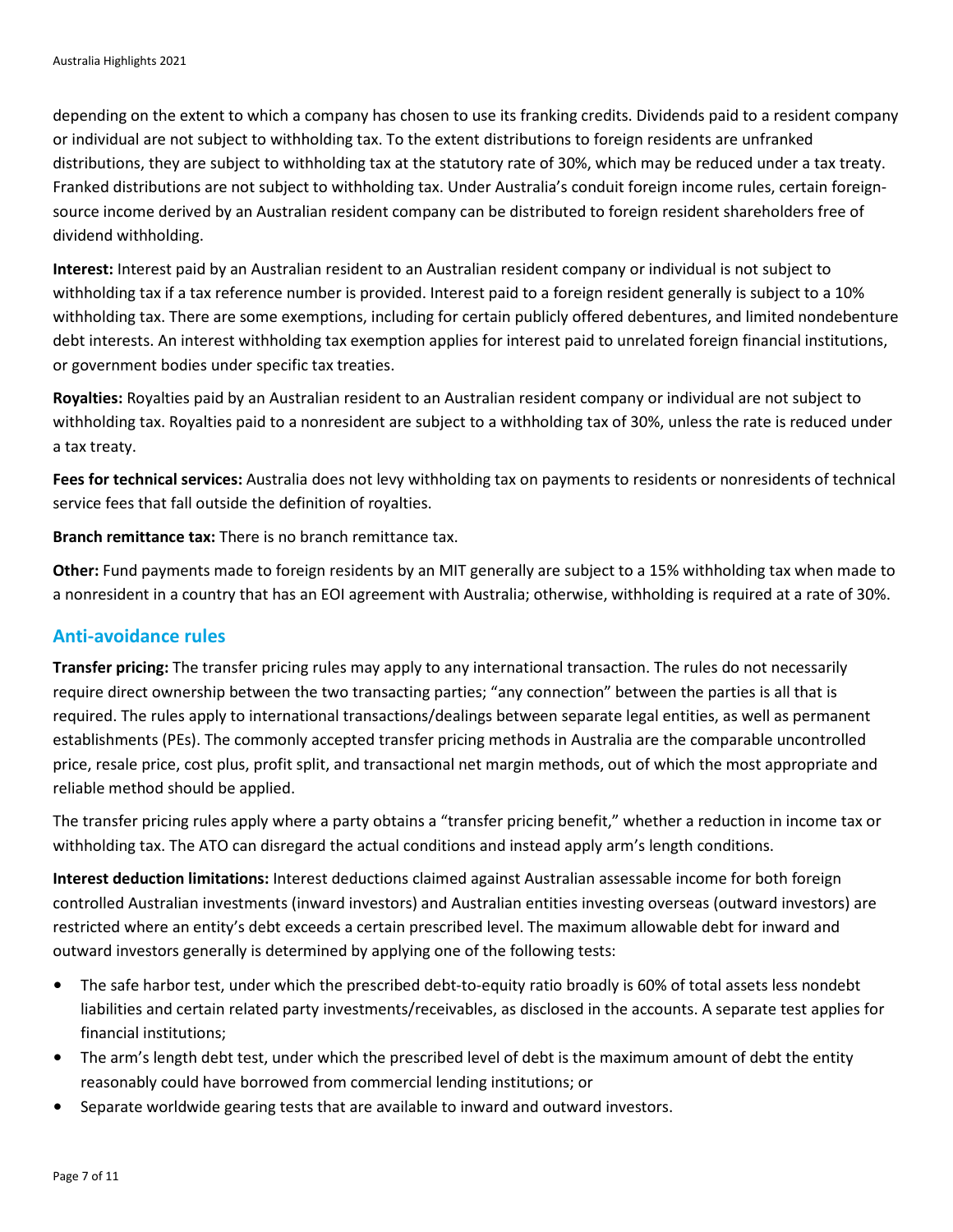depending on the extent to which a company has chosen to use its franking credits. Dividends paid to a resident company or individual are not subject to withholding tax. To the extent distributions to foreign residents are unfranked distributions, they are subject to withholding tax at the statutory rate of 30%, which may be reduced under a tax treaty. Franked distributions are not subject to withholding tax. Under Australia's conduit foreign income rules, certain foreign-source income derived by an Australian resident company can be distributed to foreign resident shareholders free of dividend withholding.

**Interest:** Interest paid by an Australian resident to an Australian resident company or individual is not subject to withholding tax if a tax reference number is provided. Interest paid to a foreign resident generally is subject to a 10% withholding tax. There are some exemptions, including for certain publicly offered debentures, and limited nondebenture debt interests. An interest withholding tax exemption applies for interest paid to unrelated foreign financial institutions, or government bodies under specific tax treaties.

**Royalties:** Royalties paid by an Australian resident to an Australian resident company or individual are not subject to withholding tax. Royalties paid to a nonresident are subject to a withholding tax of 30%, unless the rate is reduced under a tax treaty.

**Fees for technical services:** Australia does not levy withholding tax on payments to residents or nonresidents of technical service fees that fall outside the definition of royalties.

**Branch remittance tax:** There is no branch remittance tax.

**Other:** Fund payments made to foreign residents by an MIT generally are subject to a 15% withholding tax when made to a nonresident in a country that has an EOI agreement with Australia; otherwise, withholding is required at a rate of 30%.

## Anti-avoidance rules

**Transfer pricing:** The transfer pricing rules may apply to any international transaction. The rules do not necessarily require direct ownership between the two transacting parties; "any connection" between the parties is all that is required. The rules apply to international transactions/dealings between separate legal entities, as well as permanent establishments (PEs). The commonly accepted transfer pricing methods in Australia are the comparable uncontrolled price, resale price, cost plus, profit split, and transactional net margin methods, out of which the most appropriate and reliable method should be applied.

The transfer pricing rules apply where a party obtains a "transfer pricing benefit," whether a reduction in income tax or withholding tax. The ATO can disregard the actual conditions and instead apply arm's length conditions.

**Interest deduction limitations:** Interest deductions claimed against Australian assessable income for both foreign controlled Australian investments (inward investors) and Australian entities investing overseas (outward investors) are restricted where an entity's debt exceeds a certain prescribed level. The maximum allowable debt for inward and outward investors generally is determined by applying one of the following tests:

- The safe harbor test, under which the prescribed debt-to-equity ratio broadly is 60% of total assets less nondebt liabilities and certain related party investments/receivables, as disclosed in the accounts. A separate test applies for financial institutions;
- The arm's length debt test, under which the prescribed level of debt is the maximum amount of debt the entity reasonably could have borrowed from commercial lending institutions; or
- Separate worldwide gearing tests that are available to inward and outward investors.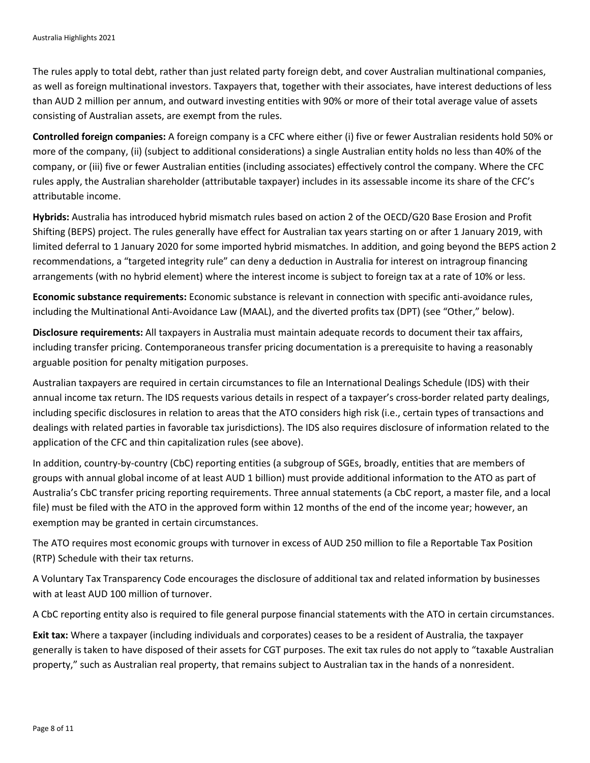The rules apply to total debt, rather than just related party foreign debt, and cover Australian multinational companies, as well as foreign multinational investors. Taxpayers that, together with their associates, have interest deductions of less than AUD 2 million per annum, and outward investing entities with 90% or more of their total average value of assets consisting of Australian assets, are exempt from the rules.

**Controlled foreign companies:** A foreign company is a CFC where either (i) five or fewer Australian residents hold 50% or more of the company, (ii) (subject to additional considerations) a single Australian entity holds no less than 40% of the company, or (iii) five or fewer Australian entities (including associates) effectively control the company. Where the CFC rules apply, the Australian shareholder (attributable taxpayer) includes in its assessable income its share of the CFC's attributable income.

**Hybrids:** Australia has introduced hybrid mismatch rules based on action 2 of the OECD/G20 Base Erosion and Profit Shifting (BEPS) project. The rules generally have effect for Australian tax years starting on or after 1 January 2019, with limited deferral to 1 January 2020 for some imported hybrid mismatches. In addition, and going beyond the BEPS action 2 recommendations, a "targeted integrity rule" can deny a deduction in Australia for interest on intragroup financing arrangements (with no hybrid element) where the interest income is subject to foreign tax at a rate of 10% or less.

**Economic substance requirements:** Economic substance is relevant in connection with specific anti-avoidance rules, including the Multinational Anti-Avoidance Law (MAAL), and the diverted profits tax (DPT) (see "Other," below).

**Disclosure requirements:** All taxpayers in Australia must maintain adequate records to document their tax affairs, including transfer pricing. Contemporaneous transfer pricing documentation is a prerequisite to having a reasonably arguable position for penalty mitigation purposes.

Australian taxpayers are required in certain circumstances to file an International Dealings Schedule (IDS) with their annual income tax return. The IDS requests various details in respect of a taxpayer's cross-border related party dealings, including specific disclosures in relation to areas that the ATO considers high risk (i.e., certain types of transactions and dealings with related parties in favorable tax jurisdictions). The IDS also requires disclosure of information related to the application of the CFC and thin capitalization rules (see above).

In addition, country-by-country (CbC) reporting entities (a subgroup of SGEs, broadly, entities that are members of groups with annual global income of at least AUD 1 billion) must provide additional information to the ATO as part of Australia's CbC transfer pricing reporting requirements. Three annual statements (a CbC report, a master file, and a local file) must be filed with the ATO in the approved form within 12 months of the end of the income year; however, an exemption may be granted in certain circumstances.

The ATO requires most economic groups with turnover in excess of AUD 250 million to file a Reportable Tax Position (RTP) Schedule with their tax returns.

A Voluntary Tax Transparency Code encourages the disclosure of additional tax and related information by businesses with at least AUD 100 million of turnover.

A CbC reporting entity also is required to file general purpose financial statements with the ATO in certain circumstances.

**Exit tax:** Where a taxpayer (including individuals and corporates) ceases to be a resident of Australia, the taxpayer generally is taken to have disposed of their assets for CGT purposes. The exit tax rules do not apply to "taxable Australian property," such as Australian real property, that remains subject to Australian tax in the hands of a nonresident.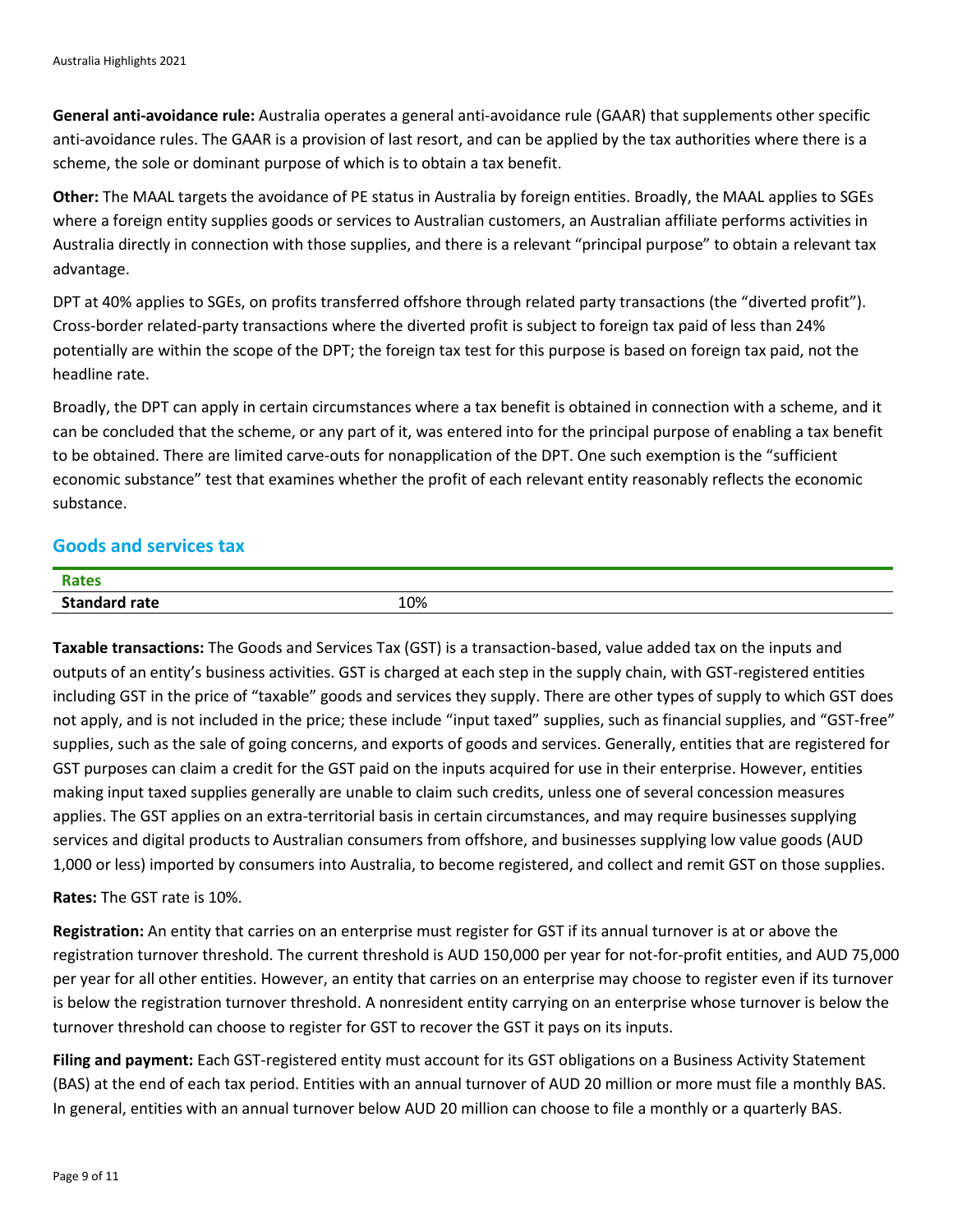**General anti-avoidance rule:** Australia operates a general anti-avoidance rule (GAAR) that supplements other specific anti-avoidance rules. The GAAR is a provision of last resort, and can be applied by the tax authorities where there is a scheme, the sole or dominant purpose of which is to obtain a tax benefit.

**Other:** The MAAL targets the avoidance of PE status in Australia by foreign entities. Broadly, the MAAL applies to SGEs where a foreign entity supplies goods or services to Australian customers, an Australian affiliate performs activities in Australia directly in connection with those supplies, and there is a relevant "principal purpose" to obtain a relevant tax advantage.

DPT at 40% applies to SGEs, on profits transferred offshore through related party transactions (the "diverted profit"). Cross-border related-party transactions where the diverted profit is subject to foreign tax paid of less than 24% potentially are within the scope of the DPT; the foreign tax test for this purpose is based on foreign tax paid, not the headline rate.

Broadly, the DPT can apply in certain circumstances where a tax benefit is obtained in connection with a scheme, and it can be concluded that the scheme, or any part of it, was entered into for the principal purpose of enabling a tax benefit to be obtained. There are limited carve-outs for nonapplication of the DPT. One such exemption is the "sufficient economic substance" test that examines whether the profit of each relevant entity reasonably reflects the economic substance.

## Goods and services tax

| Rates | |
|---|---|
| **Standard rate** | 10% |

**Taxable transactions:** The Goods and Services Tax (GST) is a transaction-based, value added tax on the inputs and outputs of an entity's business activities. GST is charged at each step in the supply chain, with GST-registered entities including GST in the price of "taxable" goods and services they supply. There are other types of supply to which GST does not apply, and is not included in the price; these include "input taxed" supplies, such as financial supplies, and "GST-free" supplies, such as the sale of going concerns, and exports of goods and services. Generally, entities that are registered for GST purposes can claim a credit for the GST paid on the inputs acquired for use in their enterprise. However, entities making input taxed supplies generally are unable to claim such credits, unless one of several concession measures applies. The GST applies on an extra-territorial basis in certain circumstances, and may require businesses supplying services and digital products to Australian consumers from offshore, and businesses supplying low value goods (AUD 1,000 or less) imported by consumers into Australia, to become registered, and collect and remit GST on those supplies.

**Rates:** The GST rate is 10%.

**Registration:** An entity that carries on an enterprise must register for GST if its annual turnover is at or above the registration turnover threshold. The current threshold is AUD 150,000 per year for not-for-profit entities, and AUD 75,000 per year for all other entities. However, an entity that carries on an enterprise may choose to register even if its turnover is below the registration turnover threshold. A nonresident entity carrying on an enterprise whose turnover is below the turnover threshold can choose to register for GST to recover the GST it pays on its inputs.

**Filing and payment:** Each GST-registered entity must account for its GST obligations on a Business Activity Statement (BAS) at the end of each tax period. Entities with an annual turnover of AUD 20 million or more must file a monthly BAS. In general, entities with an annual turnover below AUD 20 million can choose to file a monthly or a quarterly BAS.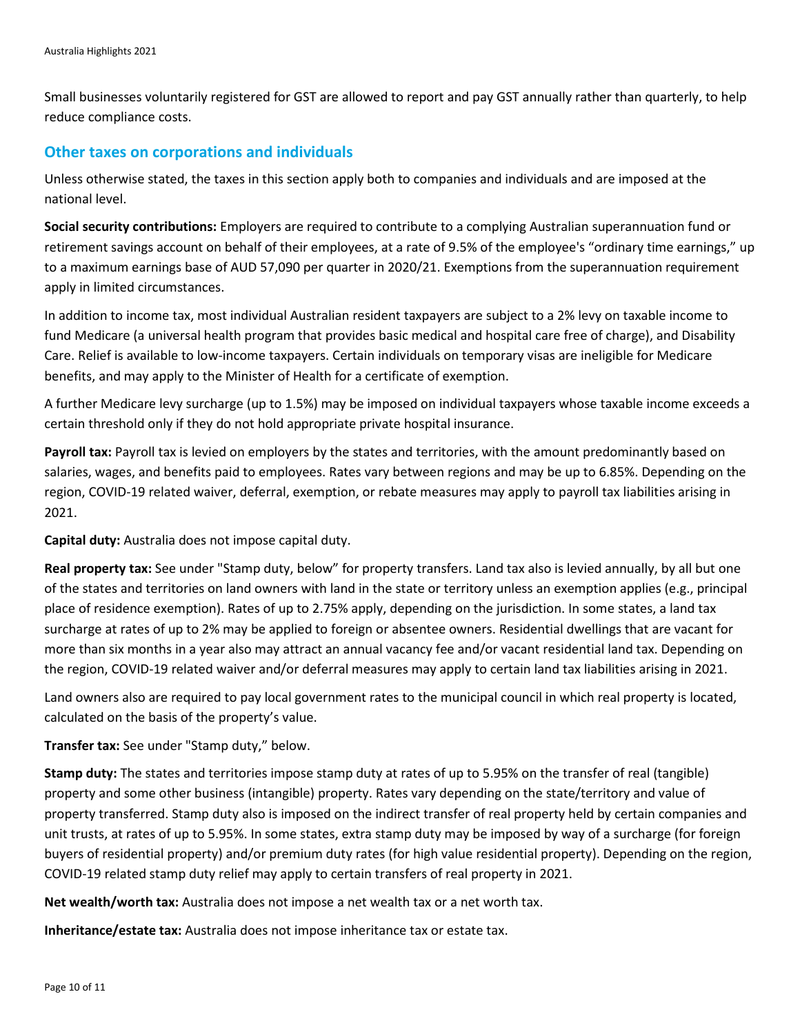Small businesses voluntarily registered for GST are allowed to report and pay GST annually rather than quarterly, to help reduce compliance costs.

## Other taxes on corporations and individuals

Unless otherwise stated, the taxes in this section apply both to companies and individuals and are imposed at the national level.

**Social security contributions:** Employers are required to contribute to a complying Australian superannuation fund or retirement savings account on behalf of their employees, at a rate of 9.5% of the employee's "ordinary time earnings," up to a maximum earnings base of AUD 57,090 per quarter in 2020/21. Exemptions from the superannuation requirement apply in limited circumstances.

In addition to income tax, most individual Australian resident taxpayers are subject to a 2% levy on taxable income to fund Medicare (a universal health program that provides basic medical and hospital care free of charge), and Disability Care. Relief is available to low-income taxpayers. Certain individuals on temporary visas are ineligible for Medicare benefits, and may apply to the Minister of Health for a certificate of exemption.

A further Medicare levy surcharge (up to 1.5%) may be imposed on individual taxpayers whose taxable income exceeds a certain threshold only if they do not hold appropriate private hospital insurance.

**Payroll tax:** Payroll tax is levied on employers by the states and territories, with the amount predominantly based on salaries, wages, and benefits paid to employees. Rates vary between regions and may be up to 6.85%. Depending on the region, COVID-19 related waiver, deferral, exemption, or rebate measures may apply to payroll tax liabilities arising in 2021.

**Capital duty:** Australia does not impose capital duty.

**Real property tax:** See under "Stamp duty, below" for property transfers. Land tax also is levied annually, by all but one of the states and territories on land owners with land in the state or territory unless an exemption applies (e.g., principal place of residence exemption). Rates of up to 2.75% apply, depending on the jurisdiction. In some states, a land tax surcharge at rates of up to 2% may be applied to foreign or absentee owners. Residential dwellings that are vacant for more than six months in a year also may attract an annual vacancy fee and/or vacant residential land tax. Depending on the region, COVID-19 related waiver and/or deferral measures may apply to certain land tax liabilities arising in 2021.

Land owners also are required to pay local government rates to the municipal council in which real property is located, calculated on the basis of the property's value.

**Transfer tax:** See under "Stamp duty," below.

**Stamp duty:** The states and territories impose stamp duty at rates of up to 5.95% on the transfer of real (tangible) property and some other business (intangible) property. Rates vary depending on the state/territory and value of property transferred. Stamp duty also is imposed on the indirect transfer of real property held by certain companies and unit trusts, at rates of up to 5.95%. In some states, extra stamp duty may be imposed by way of a surcharge (for foreign buyers of residential property) and/or premium duty rates (for high value residential property). Depending on the region, COVID-19 related stamp duty relief may apply to certain transfers of real property in 2021.

**Net wealth/worth tax:** Australia does not impose a net wealth tax or a net worth tax.

**Inheritance/estate tax:** Australia does not impose inheritance tax or estate tax.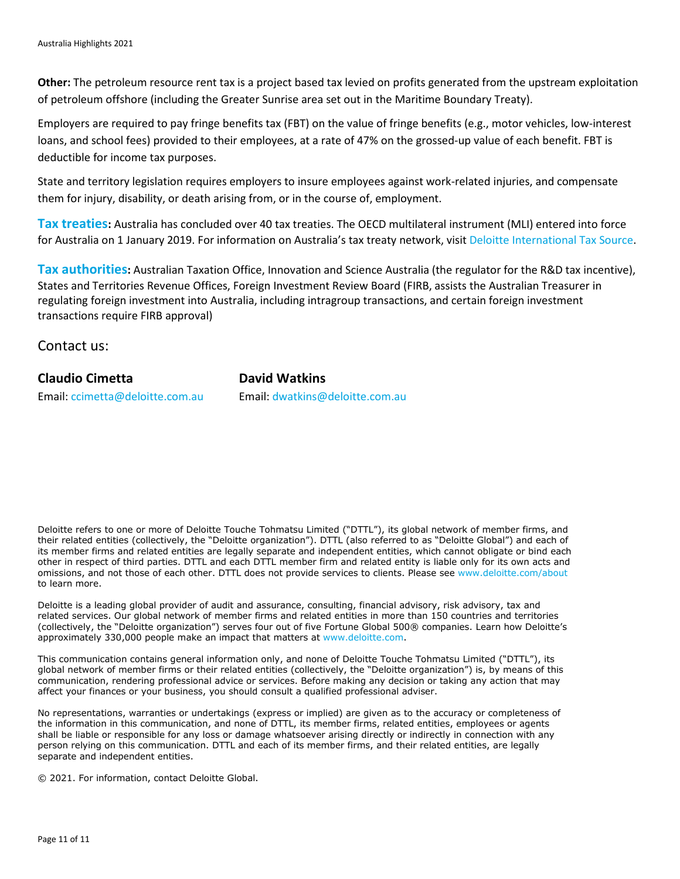**Other:** The petroleum resource rent tax is a project based tax levied on profits generated from the upstream exploitation of petroleum offshore (including the Greater Sunrise area set out in the Maritime Boundary Treaty).

Employers are required to pay fringe benefits tax (FBT) on the value of fringe benefits (e.g., motor vehicles, low-interest loans, and school fees) provided to their employees, at a rate of 47% on the grossed-up value of each benefit. FBT is deductible for income tax purposes.

State and territory legislation requires employers to insure employees against work-related injuries, and compensate them for injury, disability, or death arising from, or in the course of, employment.

**Tax treaties:** Australia has concluded over 40 tax treaties. The OECD multilateral instrument (MLI) entered into force for Australia on 1 January 2019. For information on Australia's tax treaty network, visit Deloitte International Tax Source.

**Tax authorities:** Australian Taxation Office, Innovation and Science Australia (the regulator for the R&D tax incentive), States and Territories Revenue Offices, Foreign Investment Review Board (FIRB, assists the Australian Treasurer in regulating foreign investment into Australia, including intragroup transactions, and certain foreign investment transactions require FIRB approval)

## Contact us:

**Claudio Cimetta**
Email: ccimetta@deloitte.com.au

**David Watkins**
Email: dwatkins@deloitte.com.au

Deloitte refers to one or more of Deloitte Touche Tohmatsu Limited ("DTTL"), its global network of member firms, and their related entities (collectively, the "Deloitte organization"). DTTL (also referred to as "Deloitte Global") and each of its member firms and related entities are legally separate and independent entities, which cannot obligate or bind each other in respect of third parties. DTTL and each DTTL member firm and related entity is liable only for its own acts and omissions, and not those of each other. DTTL does not provide services to clients. Please see www.deloitte.com/about to learn more.

Deloitte is a leading global provider of audit and assurance, consulting, financial advisory, risk advisory, tax and related services. Our global network of member firms and related entities in more than 150 countries and territories (collectively, the "Deloitte organization") serves four out of five Fortune Global 500® companies. Learn how Deloitte's approximately 330,000 people make an impact that matters at www.deloitte.com.

This communication contains general information only, and none of Deloitte Touche Tohmatsu Limited ("DTTL"), its global network of member firms or their related entities (collectively, the "Deloitte organization") is, by means of this communication, rendering professional advice or services. Before making any decision or taking any action that may affect your finances or your business, you should consult a qualified professional adviser.

No representations, warranties or undertakings (express or implied) are given as to the accuracy or completeness of the information in this communication, and none of DTTL, its member firms, related entities, employees or agents shall be liable or responsible for any loss or damage whatsoever arising directly or indirectly in connection with any person relying on this communication. DTTL and each of its member firms, and their related entities, are legally separate and independent entities.

© 2021. For information, contact Deloitte Global.